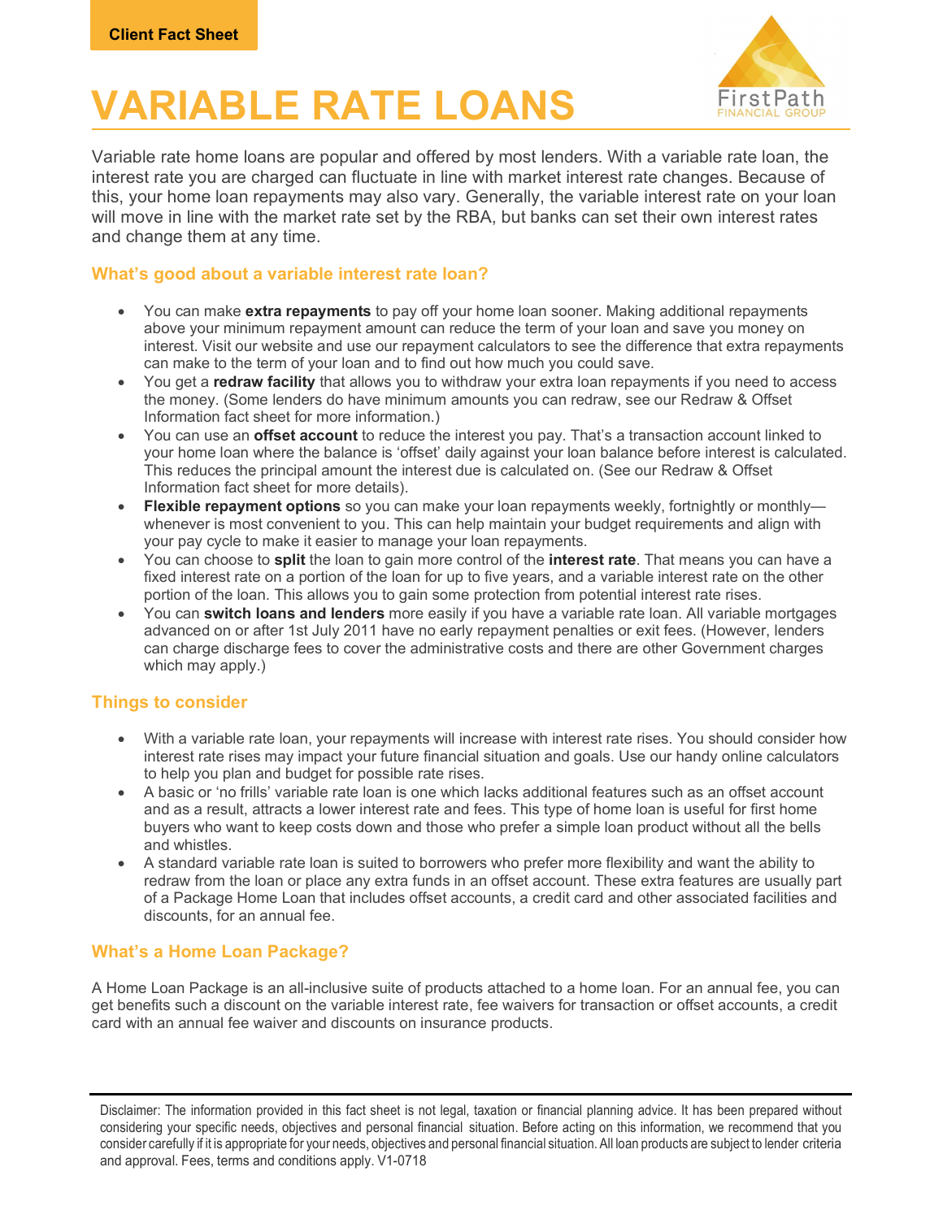Client Fact Sheet

# VARIABLE RATE LOANS

Variable rate home loans are popular and offered by most lenders. With a variable rate loan, the interest rate you are charged can fluctuate in line with market interest rate changes. Because of this, your home loan repayments may also vary. Generally, the variable interest rate on your loan will move in line with the market rate set by the RBA, but banks can set their own interest rates and change them at any time.

## What's good about a variable interest rate loan?

- You can make **extra repayments** to pay off your home loan sooner. Making additional repayments above your minimum repayment amount can reduce the term of your loan and save you money on interest. Visit our website and use our repayment calculators to see the difference that extra repayments can make to the term of your loan and to find out how much you could save.
- You get a **redraw facility** that allows you to withdraw your extra loan repayments if you need to access the money. (Some lenders do have minimum amounts you can redraw, see our Redraw & Offset Information fact sheet for more information.)
- You can use an **offset account** to reduce the interest you pay. That's a transaction account linked to your home loan where the balance is 'offset' daily against your loan balance before interest is calculated. This reduces the principal amount the interest due is calculated on. (See our Redraw & Offset Information fact sheet for more details).
- **Flexible repayment options** so you can make your loan repayments weekly, fortnightly or monthly—whenever is most convenient to you. This can help maintain your budget requirements and align with your pay cycle to make it easier to manage your loan repayments.
- You can choose to **split** the loan to gain more control of the **interest rate**. That means you can have a fixed interest rate on a portion of the loan for up to five years, and a variable interest rate on the other portion of the loan. This allows you to gain some protection from potential interest rate rises.
- You can **switch loans and lenders** more easily if you have a variable rate loan. All variable mortgages advanced on or after 1st July 2011 have no early repayment penalties or exit fees. (However, lenders can charge discharge fees to cover the administrative costs and there are other Government charges which may apply.)

## Things to consider

- With a variable rate loan, your repayments will increase with interest rate rises. You should consider how interest rate rises may impact your future financial situation and goals. Use our handy online calculators to help you plan and budget for possible rate rises.
- A basic or 'no frills' variable rate loan is one which lacks additional features such as an offset account and as a result, attracts a lower interest rate and fees. This type of home loan is useful for first home buyers who want to keep costs down and those who prefer a simple loan product without all the bells and whistles.
- A standard variable rate loan is suited to borrowers who prefer more flexibility and want the ability to redraw from the loan or place any extra funds in an offset account. These extra features are usually part of a Package Home Loan that includes offset accounts, a credit card and other associated facilities and discounts, for an annual fee.

## What's a Home Loan Package?

A Home Loan Package is an all-inclusive suite of products attached to a home loan. For an annual fee, you can get benefits such a discount on the variable interest rate, fee waivers for transaction or offset accounts, a credit card with an annual fee waiver and discounts on insurance products.

Disclaimer: The information provided in this fact sheet is not legal, taxation or financial planning advice. It has been prepared without considering your specific needs, objectives and personal financial situation. Before acting on this information, we recommend that you consider carefully if it is appropriate for your needs, objectives and personal financial situation. All loan products are subject to lender criteria and approval. Fees, terms and conditions apply. V1-0718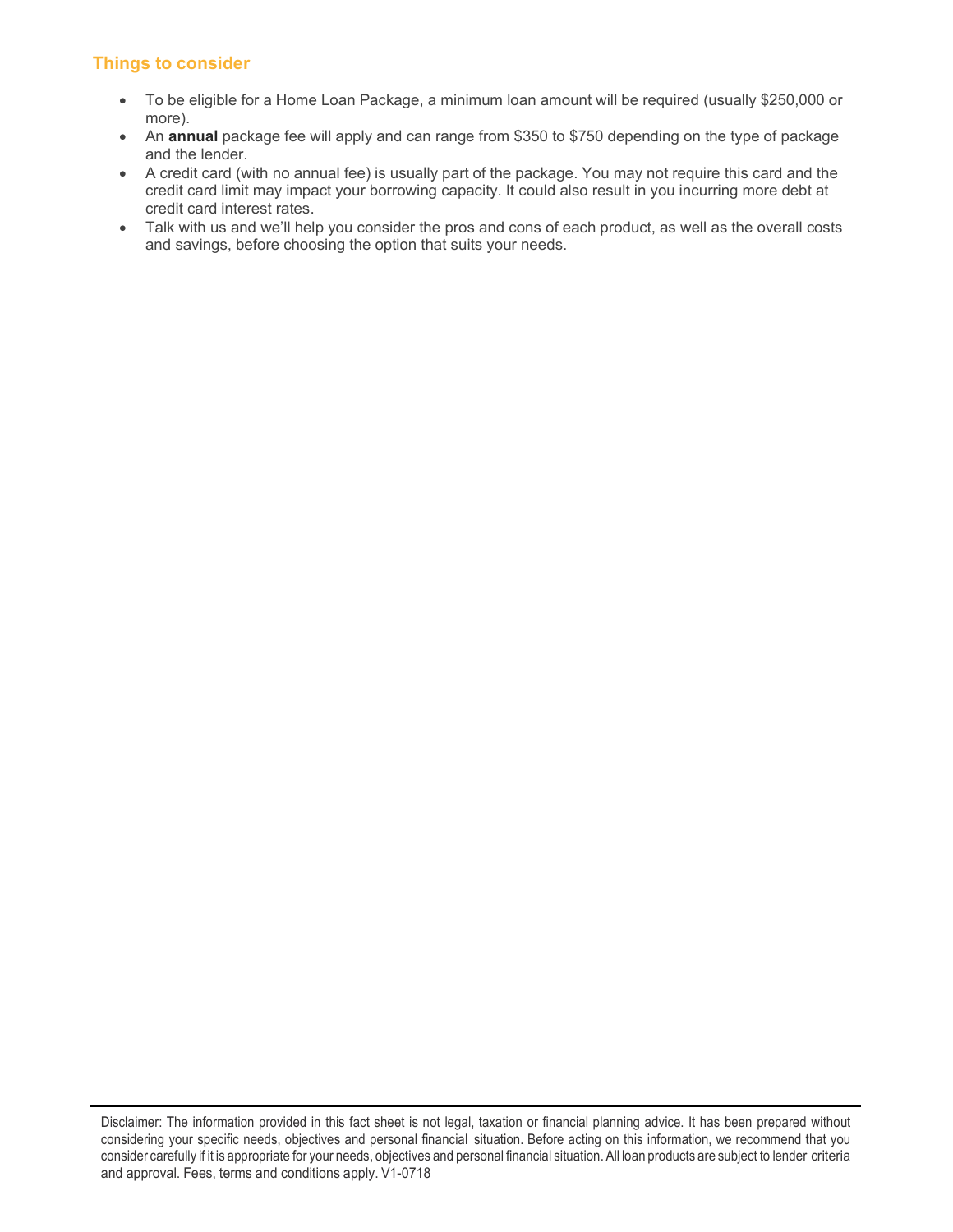### Things to consider

- To be eligible for a Home Loan Package, a minimum loan amount will be required (usually $250,000 or more).
- An **annual** package fee will apply and can range from $350 to $750 depending on the type of package and the lender.
- A credit card (with no annual fee) is usually part of the package. You may not require this card and the credit card limit may impact your borrowing capacity. It could also result in you incurring more debt at credit card interest rates.
- Talk with us and we'll help you consider the pros and cons of each product, as well as the overall costs and savings, before choosing the option that suits your needs.

Disclaimer: The information provided in this fact sheet is not legal, taxation or financial planning advice. It has been prepared without considering your specific needs, objectives and personal financial situation. Before acting on this information, we recommend that you consider carefully if it is appropriate for your needs, objectives and personal financial situation. All loan products are subject to lender criteria and approval. Fees, terms and conditions apply. V1-0718